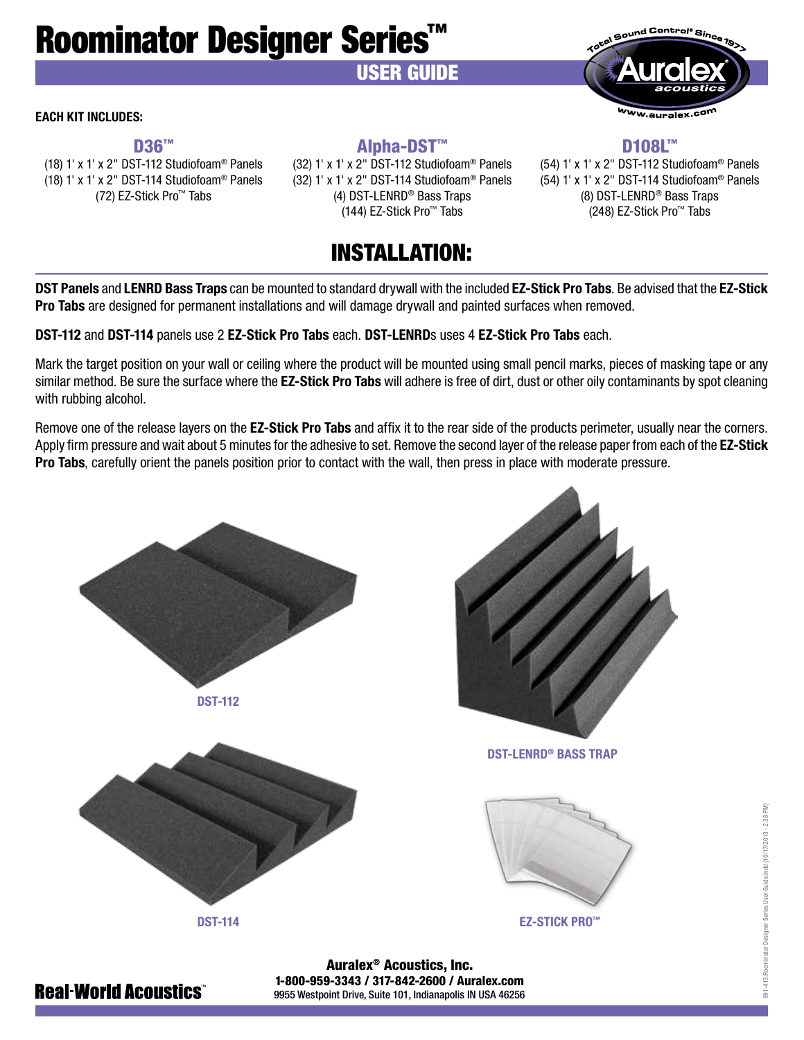# Roominator Designer Series™

## USER GUIDE

**EACH KIT INCLUDES:**

### D36™

(18) 1' x 1' x 2" DST-112 Studiofoam® Panels
(18) 1' x 1' x 2" DST-114 Studiofoam® Panels
(72) EZ-Stick Pro™ Tabs

### Alpha-DST™

(32) 1' x 1' x 2" DST-112 Studiofoam® Panels
(32) 1' x 1' x 2" DST-114 Studiofoam® Panels
(4) DST-LENRD® Bass Traps
(144) EZ-Stick Pro™ Tabs

### D108L™

(54) 1' x 1' x 2" DST-112 Studiofoam® Panels
(54) 1' x 1' x 2" DST-114 Studiofoam® Panels
(8) DST-LENRD® Bass Traps
(248) EZ-Stick Pro™ Tabs

## INSTALLATION:

**DST Panels** and **LENRD Bass Traps** can be mounted to standard drywall with the included **EZ-Stick Pro Tabs**. Be advised that the **EZ-Stick Pro Tabs** are designed for permanent installations and will damage drywall and painted surfaces when removed.

**DST-112** and **DST-114** panels use 2 **EZ-Stick Pro Tabs** each. **DST-LENRD**s uses 4 **EZ-Stick Pro Tabs** each.

Mark the target position on your wall or ceiling where the product will be mounted using small pencil marks, pieces of masking tape or any similar method. Be sure the surface where the **EZ-Stick Pro Tabs** will adhere is free of dirt, dust or other oily contaminants by spot cleaning with rubbing alcohol.

Remove one of the release layers on the **EZ-Stick Pro Tabs** and affix it to the rear side of the products perimeter, usually near the corners. Apply firm pressure and wait about 5 minutes for the adhesive to set. Remove the second layer of the release paper from each of the **EZ-Stick Pro Tabs**, carefully orient the panels position prior to contact with the wall, then press in place with moderate pressure.

DST-112

DST-LENRD® BASS TRAP

DST-114

EZ-STICK PRO™

**Auralex® Acoustics, Inc.**
**1-800-959-3343 / 317-842-2600 / Auralex.com**
9955 Westpoint Drive, Suite 101, Indianapolis IN USA 46256

**Real-World Acoustics™**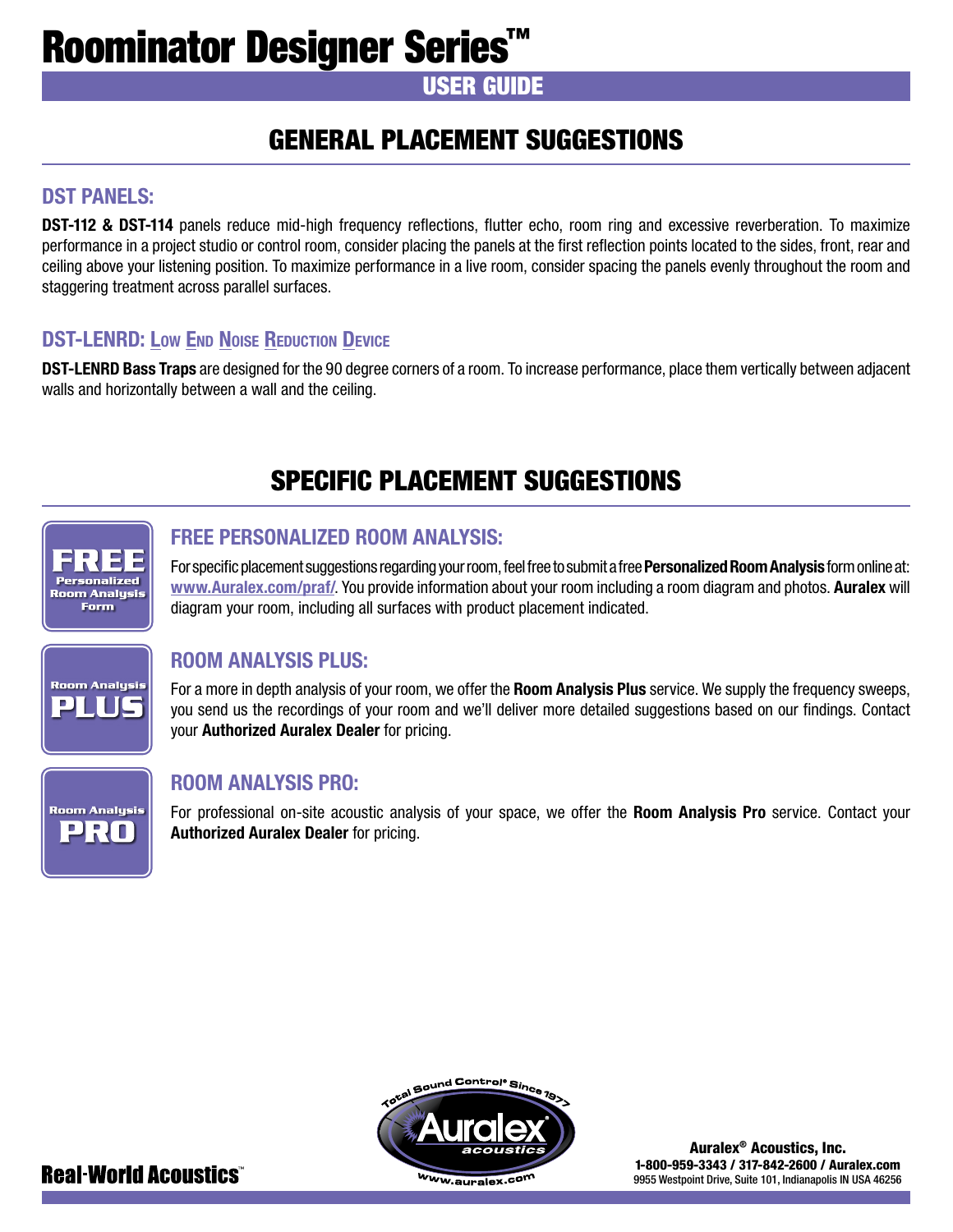# Roominator Designer Series™

## USER GUIDE

## GENERAL PLACEMENT SUGGESTIONS

### DST PANELS:

**DST-112 & DST-114** panels reduce mid-high frequency reflections, flutter echo, room ring and excessive reverberation. To maximize performance in a project studio or control room, consider placing the panels at the first reflection points located to the sides, front, rear and ceiling above your listening position. To maximize performance in a live room, consider spacing the panels evenly throughout the room and staggering treatment across parallel surfaces.

### DST-LENRD: Low End Noise Reduction Device

**DST-LENRD Bass Traps** are designed for the 90 degree corners of a room. To increase performance, place them vertically between adjacent walls and horizontally between a wall and the ceiling.

## SPECIFIC PLACEMENT SUGGESTIONS

FREE Personalized Room Analysis Form

### FREE PERSONALIZED ROOM ANALYSIS:

For specific placement suggestions regarding your room, feel free to submit a free **Personalized Room Analysis** form online at: www.Auralex.com/praf/. You provide information about your room including a room diagram and photos. **Auralex** will diagram your room, including all surfaces with product placement indicated.

Room Analysis PLUS

### ROOM ANALYSIS PLUS:

For a more in depth analysis of your room, we offer the **Room Analysis Plus** service. We supply the frequency sweeps, you send us the recordings of your room and we'll deliver more detailed suggestions based on our findings. Contact your **Authorized Auralex Dealer** for pricing.

Room Analysis PRO

### ROOM ANALYSIS PRO:

For professional on-site acoustic analysis of your space, we offer the **Room Analysis Pro** service. Contact your **Authorized Auralex Dealer** for pricing.

Real-World Acoustics™

Total Sound Control® Since 1977
Auralex acoustics
www.auralex.com

**Auralex® Acoustics, Inc.**
**1-800-959-3343 / 317-842-2600 / Auralex.com**
9955 Westpoint Drive, Suite 101, Indianapolis IN USA 46256